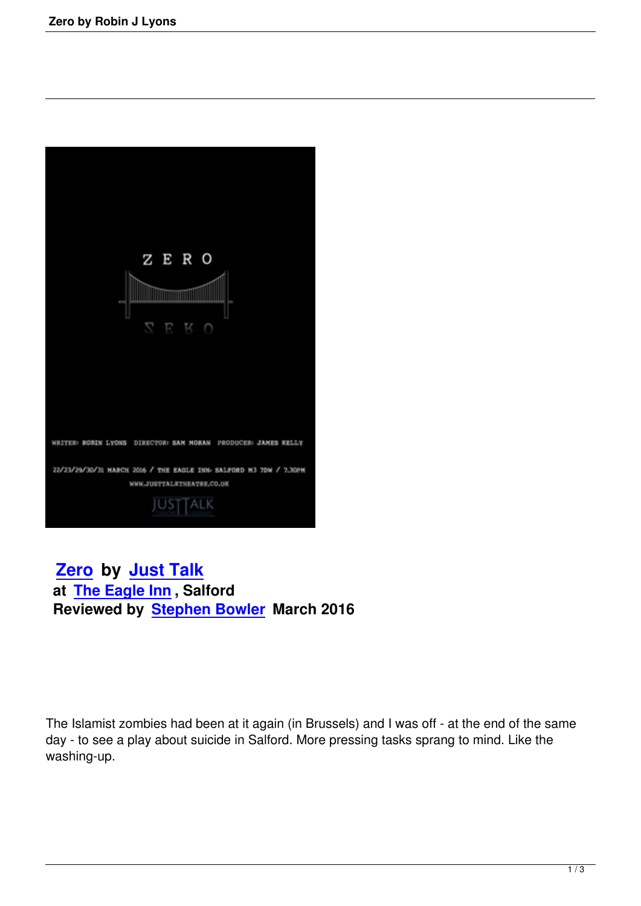**Zero by Just Talk**
**at The Eagle Inn, Salford**
**Reviewed by Stephen Bowler March 2016**

The Islamist zombies had been at it again (in Brussels) and I was off - at the end of the same day - to see a play about suicide in Salford. More pressing tasks sprang to mind. Like the washing-up.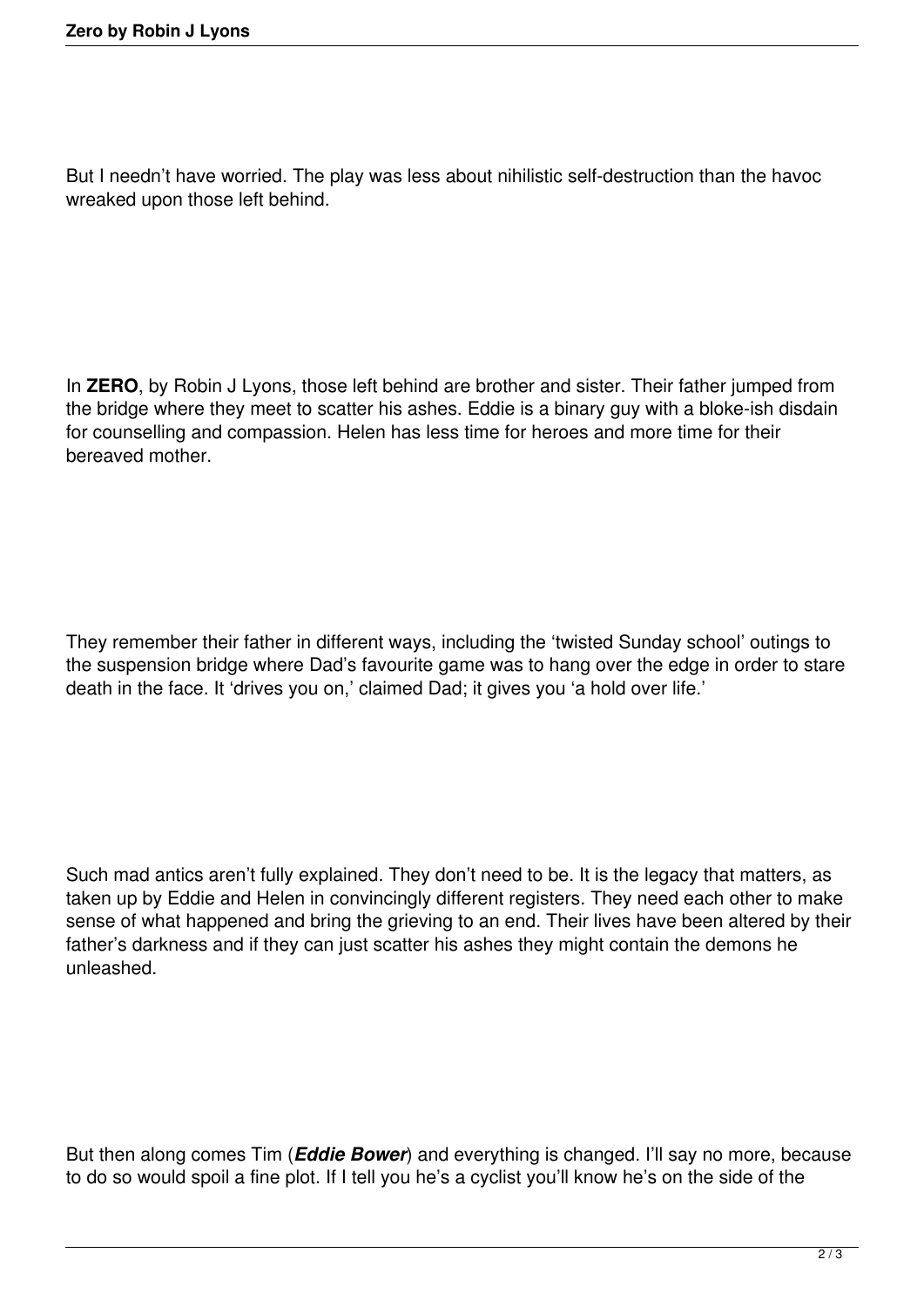But I needn’t have worried. The play was less about nihilistic self-destruction than the havoc wreaked upon those left behind.

In **ZERO**, by Robin J Lyons, those left behind are brother and sister. Their father jumped from the bridge where they meet to scatter his ashes. Eddie is a binary guy with a bloke-ish disdain for counselling and compassion. Helen has less time for heroes and more time for their bereaved mother.

They remember their father in different ways, including the ‘twisted Sunday school’ outings to the suspension bridge where Dad’s favourite game was to hang over the edge in order to stare death in the face. It ‘drives you on,’ claimed Dad; it gives you ‘a hold over life.’

Such mad antics aren’t fully explained. They don’t need to be. It is the legacy that matters, as taken up by Eddie and Helen in convincingly different registers. They need each other to make sense of what happened and bring the grieving to an end. Their lives have been altered by their father’s darkness and if they can just scatter his ashes they might contain the demons he unleashed.

But then along comes Tim (***Eddie Bower***) and everything is changed. I’ll say no more, because to do so would spoil a fine plot. If I tell you he’s a cyclist you’ll know he’s on the side of the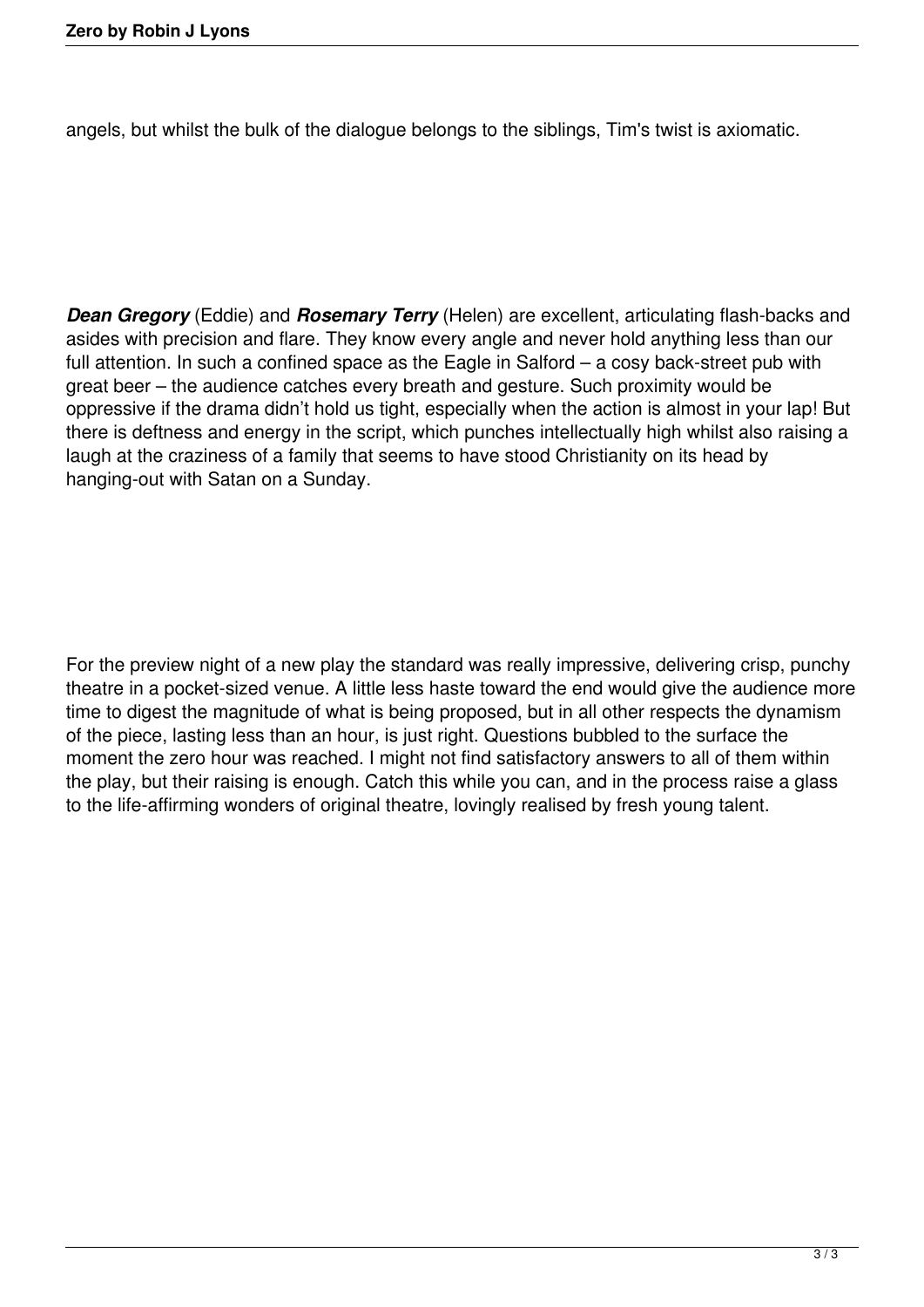angels, but whilst the bulk of the dialogue belongs to the siblings, Tim's twist is axiomatic.

***Dean Gregory*** (Eddie) and ***Rosemary Terry*** (Helen) are excellent, articulating flash-backs and asides with precision and flare. They know every angle and never hold anything less than our full attention. In such a confined space as the Eagle in Salford – a cosy back-street pub with great beer – the audience catches every breath and gesture. Such proximity would be oppressive if the drama didn't hold us tight, especially when the action is almost in your lap! But there is deftness and energy in the script, which punches intellectually high whilst also raising a laugh at the craziness of a family that seems to have stood Christianity on its head by hanging-out with Satan on a Sunday.

For the preview night of a new play the standard was really impressive, delivering crisp, punchy theatre in a pocket-sized venue. A little less haste toward the end would give the audience more time to digest the magnitude of what is being proposed, but in all other respects the dynamism of the piece, lasting less than an hour, is just right. Questions bubbled to the surface the moment the zero hour was reached. I might not find satisfactory answers to all of them within the play, but their raising is enough. Catch this while you can, and in the process raise a glass to the life-affirming wonders of original theatre, lovingly realised by fresh young talent.